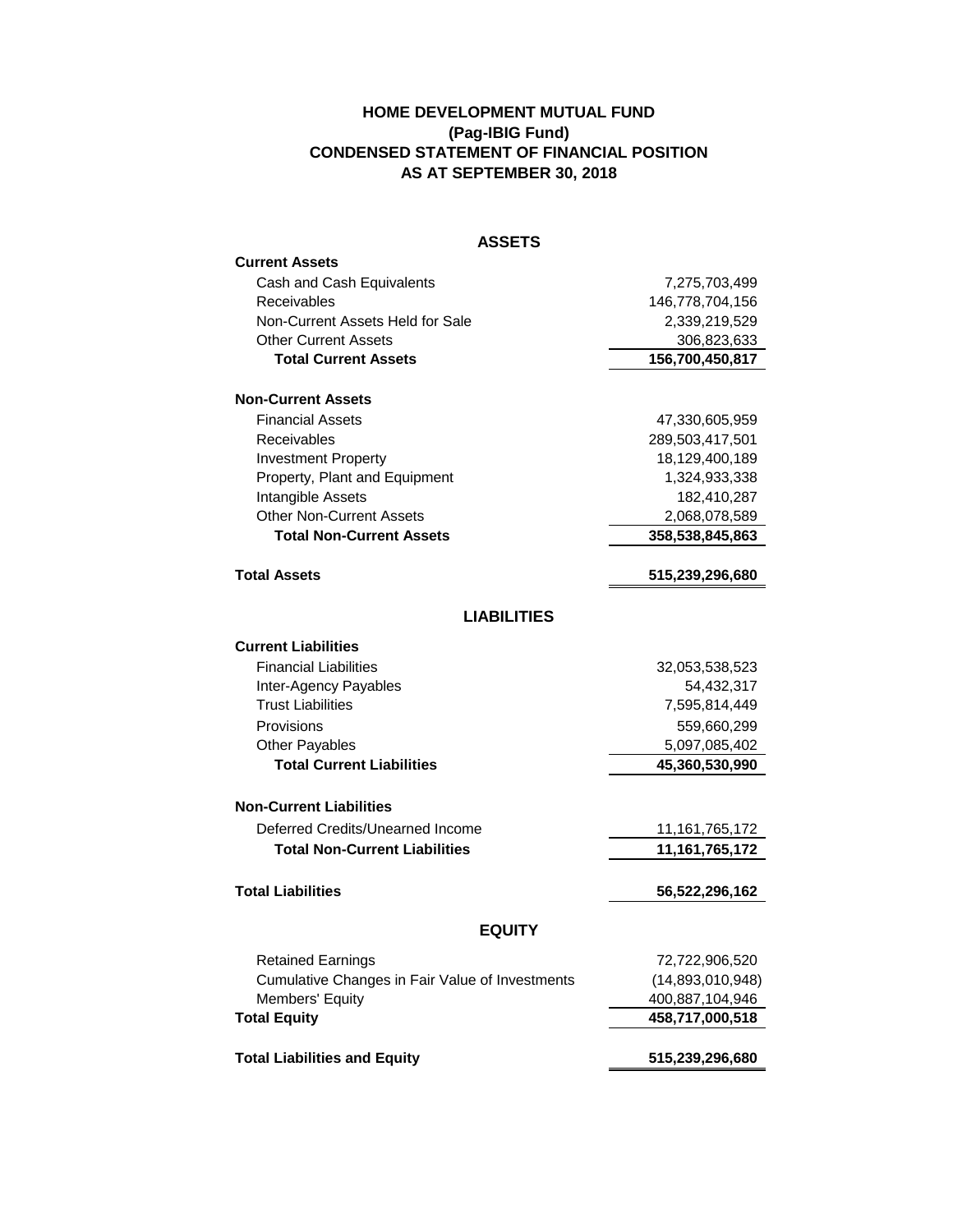# HOME DEVELOPMENT MUTUAL FUND
## (Pag-IBIG Fund)
## CONDENSED STATEMENT OF FINANCIAL POSITION
## AS AT SEPTEMBER 30, 2018

| | |
|---|---|
| **ASSETS** | |
| **Current Assets** | |
| Cash and Cash Equivalents | 7,275,703,499 |
| Receivables | 146,778,704,156 |
| Non-Current Assets Held for Sale | 2,339,219,529 |
| Other Current Assets | 306,823,633 |
| **Total Current Assets** | **156,700,450,817** |
| **Non-Current Assets** | |
| Financial Assets | 47,330,605,959 |
| Receivables | 289,503,417,501 |
| Investment Property | 18,129,400,189 |
| Property, Plant and Equipment | 1,324,933,338 |
| Intangible Assets | 182,410,287 |
| Other Non-Current Assets | 2,068,078,589 |
| **Total Non-Current Assets** | **358,538,845,863** |
| **Total Assets** | **515,239,296,680** |
| **LIABILITIES** | |
| **Current Liabilities** | |
| Financial Liabilities | 32,053,538,523 |
| Inter-Agency Payables | 54,432,317 |
| Trust Liabilities | 7,595,814,449 |
| Provisions | 559,660,299 |
| Other Payables | 5,097,085,402 |
| **Total Current Liabilities** | **45,360,530,990** |
| **Non-Current Liabilities** | |
| Deferred Credits/Unearned Income | 11,161,765,172 |
| **Total Non-Current Liabilities** | **11,161,765,172** |
| **Total Liabilities** | **56,522,296,162** |
| **EQUITY** | |
| Retained Earnings | 72,722,906,520 |
| Cumulative Changes in Fair Value of Investments | (14,893,010,948) |
| Members' Equity | 400,887,104,946 |
| **Total Equity** | **458,717,000,518** |
| **Total Liabilities and Equity** | **515,239,296,680** |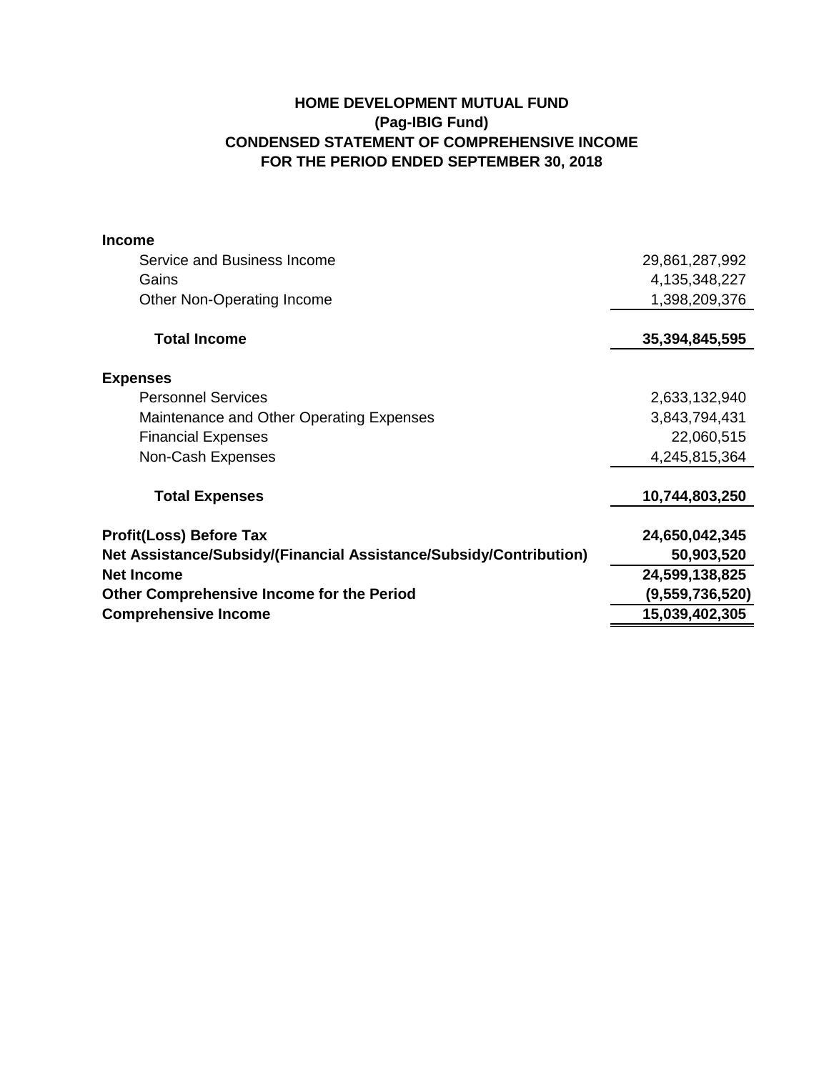# HOME DEVELOPMENT MUTUAL FUND
## (Pag-IBIG Fund)
## CONDENSED STATEMENT OF COMPREHENSIVE INCOME
## FOR THE PERIOD ENDED SEPTEMBER 30, 2018

| | |
|---|---:|
| **Income** | |
| Service and Business Income | 29,861,287,992 |
| Gains | 4,135,348,227 |
| Other Non-Operating Income | 1,398,209,376 |
| **Total Income** | **35,394,845,595** |
| **Expenses** | |
| Personnel Services | 2,633,132,940 |
| Maintenance and Other Operating Expenses | 3,843,794,431 |
| Financial Expenses | 22,060,515 |
| Non-Cash Expenses | 4,245,815,364 |
| **Total Expenses** | **10,744,803,250** |
| **Profit(Loss) Before Tax** | **24,650,042,345** |
| **Net Assistance/Subsidy/(Financial Assistance/Subsidy/Contribution)** | **50,903,520** |
| **Net Income** | **24,599,138,825** |
| **Other Comprehensive Income for the Period** | **(9,559,736,520)** |
| **Comprehensive Income** | **15,039,402,305** |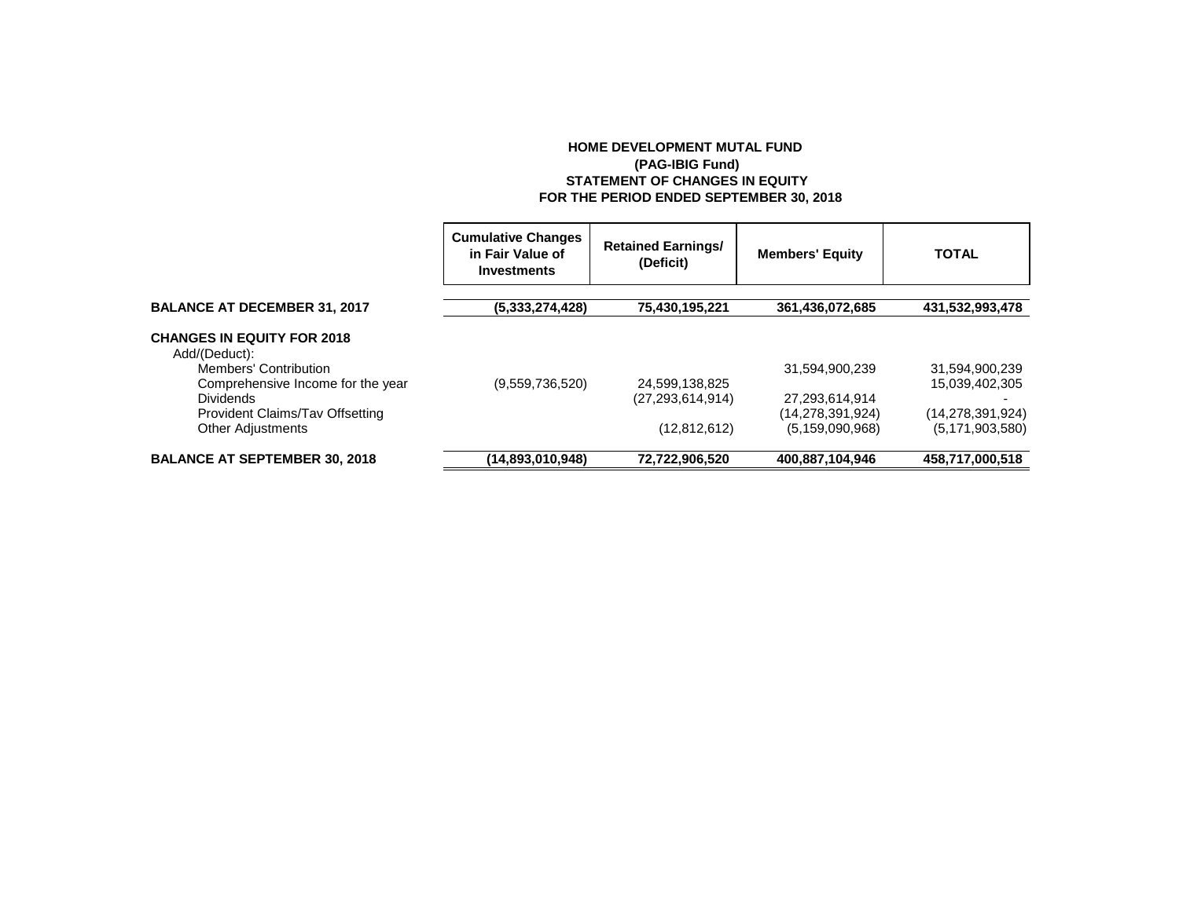# HOME DEVELOPMENT MUTAL FUND
## (PAG-IBIG Fund)
## STATEMENT OF CHANGES IN EQUITY
## FOR THE PERIOD ENDED SEPTEMBER 30, 2018

| | Cumulative Changes in Fair Value of Investments | Retained Earnings/ (Deficit) | Members' Equity | TOTAL |
|---|---|---|---|---|
| **BALANCE AT DECEMBER 31, 2017** | **(5,333,274,428)** | **75,430,195,221** | **361,436,072,685** | **431,532,993,478** |
| **CHANGES IN EQUITY FOR 2018** | | | | |
| Add/(Deduct): | | | | |
| Members' Contribution | | | 31,594,900,239 | 31,594,900,239 |
| Comprehensive Income for the year | (9,559,736,520) | 24,599,138,825 | | 15,039,402,305 |
| Dividends | | (27,293,614,914) | 27,293,614,914 | - |
| Provident Claims/Tav Offsetting | | | (14,278,391,924) | (14,278,391,924) |
| Other Adjustments | | (12,812,612) | (5,159,090,968) | (5,171,903,580) |
| **BALANCE AT SEPTEMBER 30, 2018** | **(14,893,010,948)** | **72,722,906,520** | **400,887,104,946** | **458,717,000,518** |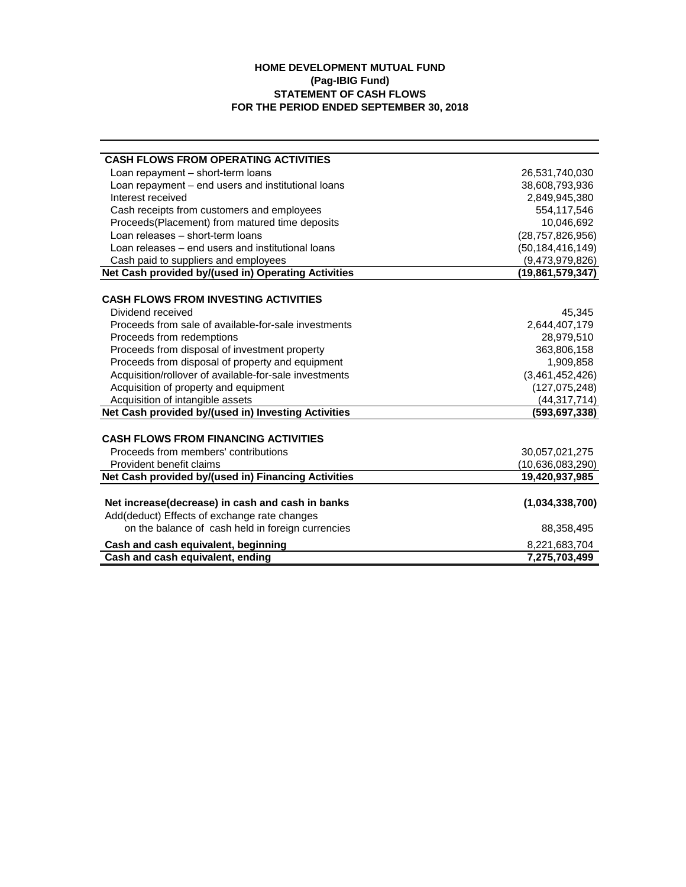**HOME DEVELOPMENT MUTUAL FUND**
**(Pag-IBIG Fund)**
**STATEMENT OF CASH FLOWS**
**FOR THE PERIOD ENDED SEPTEMBER 30, 2018**

| | |
|---|---:|
| **CASH FLOWS FROM OPERATING ACTIVITIES** | |
| Loan repayment – short-term loans | 26,531,740,030 |
| Loan repayment – end users and institutional loans | 38,608,793,936 |
| Interest received | 2,849,945,380 |
| Cash receipts from customers and employees | 554,117,546 |
| Proceeds(Placement) from matured time deposits | 10,046,692 |
| Loan releases – short-term loans | (28,757,826,956) |
| Loan releases – end users and institutional loans | (50,184,416,149) |
| Cash paid to suppliers and employees | (9,473,979,826) |
| **Net Cash provided by/(used in) Operating Activities** | **(19,861,579,347)** |
| | |
| **CASH FLOWS FROM INVESTING ACTIVITIES** | |
| Dividend received | 45,345 |
| Proceeds from sale of available-for-sale investments | 2,644,407,179 |
| Proceeds from redemptions | 28,979,510 |
| Proceeds from disposal of investment property | 363,806,158 |
| Proceeds from disposal of property and equipment | 1,909,858 |
| Acquisition/rollover of available-for-sale investments | (3,461,452,426) |
| Acquisition of property and equipment | (127,075,248) |
| Acquisition of intangible assets | (44,317,714) |
| **Net Cash provided by/(used in) Investing Activities** | **(593,697,338)** |
| | |
| **CASH FLOWS FROM FINANCING ACTIVITIES** | |
| Proceeds from members' contributions | 30,057,021,275 |
| Provident benefit claims | (10,636,083,290) |
| **Net Cash provided by/(used in) Financing Activities** | **19,420,937,985** |
| | |
| **Net increase(decrease) in cash and cash in banks** | **(1,034,338,700)** |
| Add(deduct) Effects of exchange rate changes on the balance of cash held in foreign currencies | 88,358,495 |
| **Cash and cash equivalent, beginning** | 8,221,683,704 |
| **Cash and cash equivalent, ending** | **7,275,703,499** |